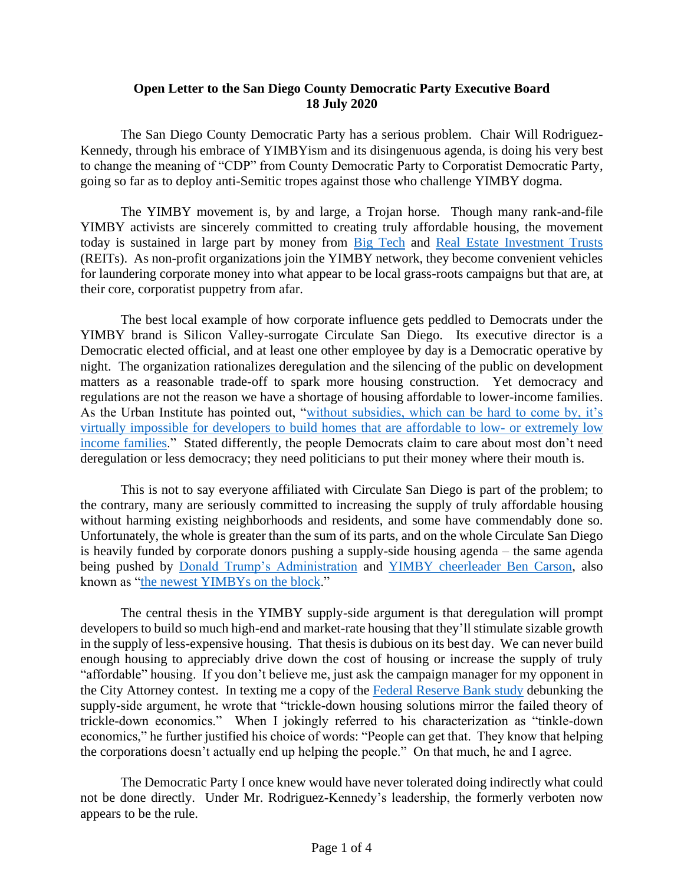**Open Letter to the San Diego County Democratic Party Executive Board**
**18 July 2020**

The San Diego County Democratic Party has a serious problem. Chair Will Rodriguez-Kennedy, through his embrace of YIMBYism and its disingenuous agenda, is doing his very best to change the meaning of "CDP" from County Democratic Party to Corporatist Democratic Party, going so far as to deploy anti-Semitic tropes against those who challenge YIMBY dogma.

The YIMBY movement is, by and large, a Trojan horse. Though many rank-and-file YIMBY activists are sincerely committed to creating truly affordable housing, the movement today is sustained in large part by money from Big Tech and Real Estate Investment Trusts (REITs). As non-profit organizations join the YIMBY network, they become convenient vehicles for laundering corporate money into what appear to be local grass-roots campaigns but that are, at their core, corporatist puppetry from afar.

The best local example of how corporate influence gets peddled to Democrats under the YIMBY brand is Silicon Valley-surrogate Circulate San Diego. Its executive director is a Democratic elected official, and at least one other employee by day is a Democratic operative by night. The organization rationalizes deregulation and the silencing of the public on development matters as a reasonable trade-off to spark more housing construction. Yet democracy and regulations are not the reason we have a shortage of housing affordable to lower-income families. As the Urban Institute has pointed out, "without subsidies, which can be hard to come by, it's virtually impossible for developers to build homes that are affordable to low- or extremely low income families." Stated differently, the people Democrats claim to care about most don't need deregulation or less democracy; they need politicians to put their money where their mouth is.

This is not to say everyone affiliated with Circulate San Diego is part of the problem; to the contrary, many are seriously committed to increasing the supply of truly affordable housing without harming existing neighborhoods and residents, and some have commendably done so. Unfortunately, the whole is greater than the sum of its parts, and on the whole Circulate San Diego is heavily funded by corporate donors pushing a supply-side housing agenda – the same agenda being pushed by Donald Trump's Administration and YIMBY cheerleader Ben Carson, also known as "the newest YIMBYs on the block."

The central thesis in the YIMBY supply-side argument is that deregulation will prompt developers to build so much high-end and market-rate housing that they'll stimulate sizable growth in the supply of less-expensive housing. That thesis is dubious on its best day. We can never build enough housing to appreciably drive down the cost of housing or increase the supply of truly "affordable" housing. If you don't believe me, just ask the campaign manager for my opponent in the City Attorney contest. In texting me a copy of the Federal Reserve Bank study debunking the supply-side argument, he wrote that "trickle-down housing solutions mirror the failed theory of trickle-down economics." When I jokingly referred to his characterization as "tinkle-down economics," he further justified his choice of words: "People can get that. They know that helping the corporations doesn't actually end up helping the people." On that much, he and I agree.

The Democratic Party I once knew would have never tolerated doing indirectly what could not be done directly. Under Mr. Rodriguez-Kennedy's leadership, the formerly verboten now appears to be the rule.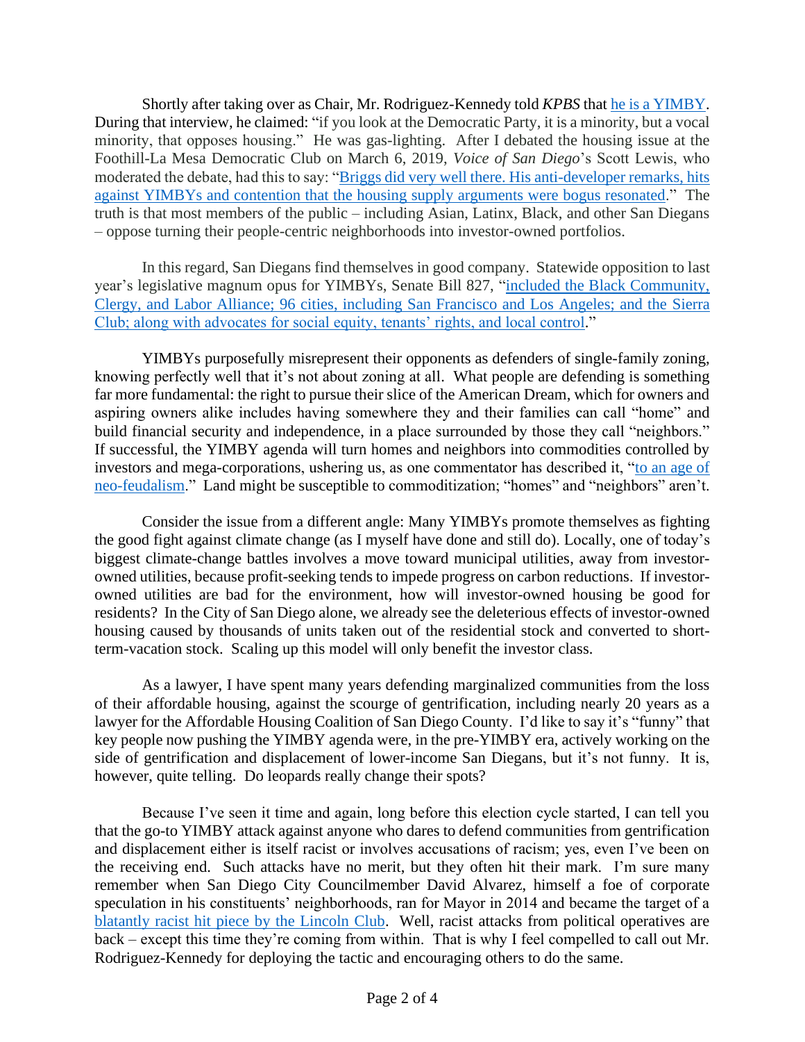Shortly after taking over as Chair, Mr. Rodriguez-Kennedy told *KPBS* that [he is a YIMBY](). During that interview, he claimed: "if you look at the Democratic Party, it is a minority, but a vocal minority, that opposes housing." He was gas-lighting. After I debated the housing issue at the Foothill-La Mesa Democratic Club on March 6, 2019, *Voice of San Diego*'s Scott Lewis, who moderated the debate, had this to say: "[Briggs did very well there. His anti-developer remarks, hits against YIMBYs and contention that the housing supply arguments were bogus resonated]()." The truth is that most members of the public – including Asian, Latinx, Black, and other San Diegans – oppose turning their people-centric neighborhoods into investor-owned portfolios.

In this regard, San Diegans find themselves in good company. Statewide opposition to last year's legislative magnum opus for YIMBYs, Senate Bill 827, "[included the Black Community, Clergy, and Labor Alliance; 96 cities, including San Francisco and Los Angeles; and the Sierra Club; along with advocates for social equity, tenants' rights, and local control]()."

YIMBYs purposefully misrepresent their opponents as defenders of single-family zoning, knowing perfectly well that it's not about zoning at all. What people are defending is something far more fundamental: the right to pursue their slice of the American Dream, which for owners and aspiring owners alike includes having somewhere they and their families can call "home" and build financial security and independence, in a place surrounded by those they call "neighbors." If successful, the YIMBY agenda will turn homes and neighbors into commodities controlled by investors and mega-corporations, ushering us, as one commentator has described it, "[to an age of neo-feudalism]()." Land might be susceptible to commoditization; "homes" and "neighbors" aren't.

Consider the issue from a different angle: Many YIMBYs promote themselves as fighting the good fight against climate change (as I myself have done and still do). Locally, one of today's biggest climate-change battles involves a move toward municipal utilities, away from investor-owned utilities, because profit-seeking tends to impede progress on carbon reductions. If investor-owned utilities are bad for the environment, how will investor-owned housing be good for residents? In the City of San Diego alone, we already see the deleterious effects of investor-owned housing caused by thousands of units taken out of the residential stock and converted to short-term-vacation stock. Scaling up this model will only benefit the investor class.

As a lawyer, I have spent many years defending marginalized communities from the loss of their affordable housing, against the scourge of gentrification, including nearly 20 years as a lawyer for the Affordable Housing Coalition of San Diego County. I'd like to say it's "funny" that key people now pushing the YIMBY agenda were, in the pre-YIMBY era, actively working on the side of gentrification and displacement of lower-income San Diegans, but it's not funny. It is, however, quite telling. Do leopards really change their spots?

Because I've seen it time and again, long before this election cycle started, I can tell you that the go-to YIMBY attack against anyone who dares to defend communities from gentrification and displacement either is itself racist or involves accusations of racism; yes, even I've been on the receiving end. Such attacks have no merit, but they often hit their mark. I'm sure many remember when San Diego City Councilmember David Alvarez, himself a foe of corporate speculation in his constituents' neighborhoods, ran for Mayor in 2014 and became the target of a [blatantly racist hit piece by the Lincoln Club](). Well, racist attacks from political operatives are back – except this time they're coming from within. That is why I feel compelled to call out Mr. Rodriguez-Kennedy for deploying the tactic and encouraging others to do the same.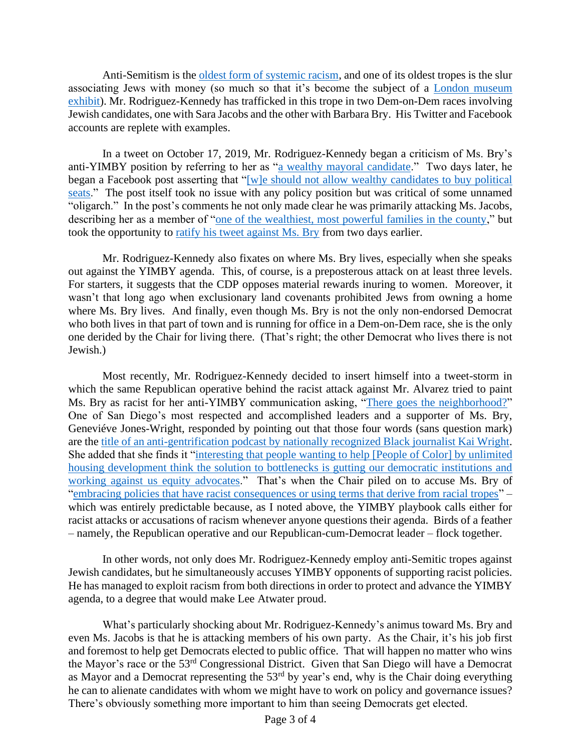Anti-Semitism is the oldest form of systemic racism, and one of its oldest tropes is the slur associating Jews with money (so much so that it's become the subject of a London museum exhibit). Mr. Rodriguez-Kennedy has trafficked in this trope in two Dem-on-Dem races involving Jewish candidates, one with Sara Jacobs and the other with Barbara Bry. His Twitter and Facebook accounts are replete with examples.

In a tweet on October 17, 2019, Mr. Rodriguez-Kennedy began a criticism of Ms. Bry's anti-YIMBY position by referring to her as "a wealthy mayoral candidate." Two days later, he began a Facebook post asserting that "[w]e should not allow wealthy candidates to buy political seats." The post itself took no issue with any policy position but was critical of some unnamed "oligarch." In the post's comments he not only made clear he was primarily attacking Ms. Jacobs, describing her as a member of "one of the wealthiest, most powerful families in the county," but took the opportunity to ratify his tweet against Ms. Bry from two days earlier.

Mr. Rodriguez-Kennedy also fixates on where Ms. Bry lives, especially when she speaks out against the YIMBY agenda. This, of course, is a preposterous attack on at least three levels. For starters, it suggests that the CDP opposes material rewards inuring to women. Moreover, it wasn't that long ago when exclusionary land covenants prohibited Jews from owning a home where Ms. Bry lives. And finally, even though Ms. Bry is not the only non-endorsed Democrat who both lives in that part of town and is running for office in a Dem-on-Dem race, she is the only one derided by the Chair for living there. (That's right; the other Democrat who lives there is not Jewish.)

Most recently, Mr. Rodriguez-Kennedy decided to insert himself into a tweet-storm in which the same Republican operative behind the racist attack against Mr. Alvarez tried to paint Ms. Bry as racist for her anti-YIMBY communication asking, "There goes the neighborhood?" One of San Diego's most respected and accomplished leaders and a supporter of Ms. Bry, Geneviéve Jones-Wright, responded by pointing out that those four words (sans question mark) are the title of an anti-gentrification podcast by nationally recognized Black journalist Kai Wright. She added that she finds it "interesting that people wanting to help [People of Color] by unlimited housing development think the solution to bottlenecks is gutting our democratic institutions and working against us equity advocates." That's when the Chair piled on to accuse Ms. Bry of "embracing policies that have racist consequences or using terms that derive from racial tropes" – which was entirely predictable because, as I noted above, the YIMBY playbook calls either for racist attacks or accusations of racism whenever anyone questions their agenda. Birds of a feather – namely, the Republican operative and our Republican-cum-Democrat leader – flock together.

In other words, not only does Mr. Rodriguez-Kennedy employ anti-Semitic tropes against Jewish candidates, but he simultaneously accuses YIMBY opponents of supporting racist policies. He has managed to exploit racism from both directions in order to protect and advance the YIMBY agenda, to a degree that would make Lee Atwater proud.

What's particularly shocking about Mr. Rodriguez-Kennedy's animus toward Ms. Bry and even Ms. Jacobs is that he is attacking members of his own party. As the Chair, it's his job first and foremost to help get Democrats elected to public office. That will happen no matter who wins the Mayor's race or the 53rd Congressional District. Given that San Diego will have a Democrat as Mayor and a Democrat representing the 53rd by year's end, why is the Chair doing everything he can to alienate candidates with whom we might have to work on policy and governance issues? There's obviously something more important to him than seeing Democrats get elected.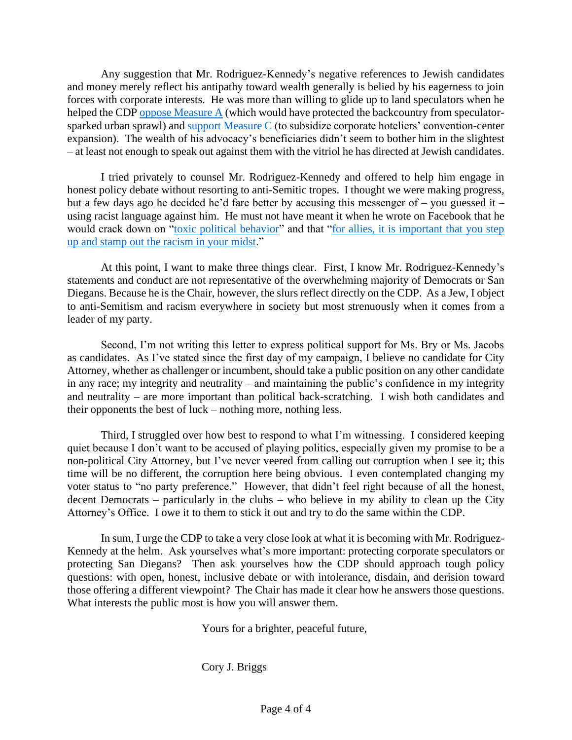Any suggestion that Mr. Rodriguez-Kennedy's negative references to Jewish candidates and money merely reflect his antipathy toward wealth generally is belied by his eagerness to join forces with corporate interests. He was more than willing to glide up to land speculators when he helped the CDP oppose Measure A (which would have protected the backcountry from speculator-sparked urban sprawl) and support Measure C (to subsidize corporate hoteliers' convention-center expansion). The wealth of his advocacy's beneficiaries didn't seem to bother him in the slightest – at least not enough to speak out against them with the vitriol he has directed at Jewish candidates.

I tried privately to counsel Mr. Rodriguez-Kennedy and offered to help him engage in honest policy debate without resorting to anti-Semitic tropes. I thought we were making progress, but a few days ago he decided he'd fare better by accusing this messenger of – you guessed it – using racist language against him. He must not have meant it when he wrote on Facebook that he would crack down on "toxic political behavior" and that "for allies, it is important that you step up and stamp out the racism in your midst."

At this point, I want to make three things clear. First, I know Mr. Rodriguez-Kennedy's statements and conduct are not representative of the overwhelming majority of Democrats or San Diegans. Because he is the Chair, however, the slurs reflect directly on the CDP. As a Jew, I object to anti-Semitism and racism everywhere in society but most strenuously when it comes from a leader of my party.

Second, I'm not writing this letter to express political support for Ms. Bry or Ms. Jacobs as candidates. As I've stated since the first day of my campaign, I believe no candidate for City Attorney, whether as challenger or incumbent, should take a public position on any other candidate in any race; my integrity and neutrality – and maintaining the public's confidence in my integrity and neutrality – are more important than political back-scratching. I wish both candidates and their opponents the best of luck – nothing more, nothing less.

Third, I struggled over how best to respond to what I'm witnessing. I considered keeping quiet because I don't want to be accused of playing politics, especially given my promise to be a non-political City Attorney, but I've never veered from calling out corruption when I see it; this time will be no different, the corruption here being obvious. I even contemplated changing my voter status to "no party preference." However, that didn't feel right because of all the honest, decent Democrats – particularly in the clubs – who believe in my ability to clean up the City Attorney's Office. I owe it to them to stick it out and try to do the same within the CDP.

In sum, I urge the CDP to take a very close look at what it is becoming with Mr. Rodriguez-Kennedy at the helm. Ask yourselves what's more important: protecting corporate speculators or protecting San Diegans? Then ask yourselves how the CDP should approach tough policy questions: with open, honest, inclusive debate or with intolerance, disdain, and derision toward those offering a different viewpoint? The Chair has made it clear how he answers those questions. What interests the public most is how you will answer them.

Yours for a brighter, peaceful future,

Cory J. Briggs